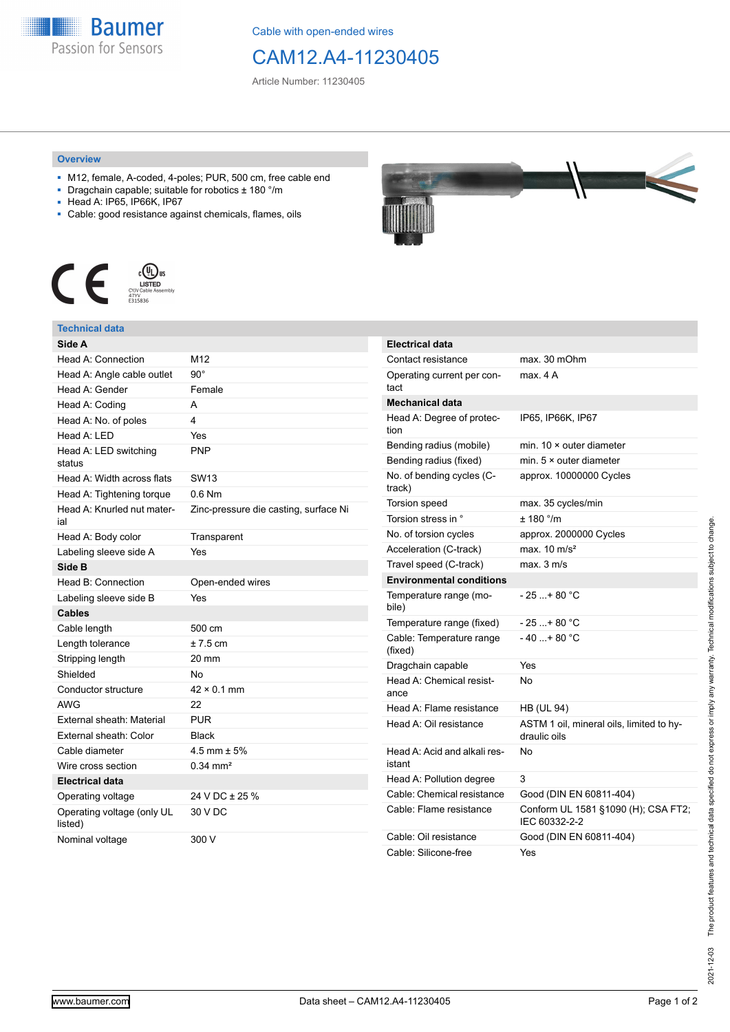Cable with open-ended wires

# CAM12.A4-11230405

Article Number: 11230405

## Overview

- M12, female, A-coded, 4-poles; PUR, 500 cm, free cable end
- Dragchain capable; suitable for robotics ± 180 °/m
- Head A: IP65, IP66K, IP67
- Cable: good resistance against chemicals, flames, oils

## Technical data

| **Side A** | |
|---|---|
| Head A: Connection | M12 |
| Head A: Angle cable outlet | 90° |
| Head A: Gender | Female |
| Head A: Coding | A |
| Head A: No. of poles | 4 |
| Head A: LED | Yes |
| Head A: LED switching status | PNP |
| Head A: Width across flats | SW13 |
| Head A: Tightening torque | 0.6 Nm |
| Head A: Knurled nut material | Zinc-pressure die casting, surface Ni |
| Head A: Body color | Transparent |
| Labeling sleeve side A | Yes |
| **Side B** | |
| Head B: Connection | Open-ended wires |
| Labeling sleeve side B | Yes |
| **Cables** | |
| Cable length | 500 cm |
| Length tolerance | ± 7.5 cm |
| Stripping length | 20 mm |
| Shielded | No |
| Conductor structure | 42 × 0.1 mm |
| AWG | 22 |
| External sheath: Material | PUR |
| External sheath: Color | Black |
| Cable diameter | 4.5 mm ± 5% |
| Wire cross section | 0.34 mm² |
| **Electrical data** | |
| Operating voltage | 24 V DC ± 25 % |
| Operating voltage (only UL listed) | 30 V DC |
| Nominal voltage | 300 V |

| **Electrical data** | |
|---|---|
| Contact resistance | max. 30 mOhm |
| Operating current per contact | max. 4 A |
| **Mechanical data** | |
| Head A: Degree of protection | IP65, IP66K, IP67 |
| Bending radius (mobile) | min. 10 × outer diameter |
| Bending radius (fixed) | min. 5 × outer diameter |
| No. of bending cycles (C-track) | approx. 10000000 Cycles |
| Torsion speed | max. 35 cycles/min |
| Torsion stress in ° | ± 180 °/m |
| No. of torsion cycles | approx. 2000000 Cycles |
| Acceleration (C-track) | max. 10 m/s² |
| Travel speed (C-track) | max. 3 m/s |
| **Environmental conditions** | |
| Temperature range (mobile) | - 25 ...+ 80 °C |
| Temperature range (fixed) | - 25 ...+ 80 °C |
| Cable: Temperature range (fixed) | - 40 ...+ 80 °C |
| Dragchain capable | Yes |
| Head A: Chemical resistance | No |
| Head A: Flame resistance | HB (UL 94) |
| Head A: Oil resistance | ASTM 1 oil, mineral oils, limited to hydraulic oils |
| Head A: Acid and alkali resistant | No |
| Head A: Pollution degree | 3 |
| Cable: Chemical resistance | Good (DIN EN 60811-404) |
| Cable: Flame resistance | Conform UL 1581 §1090 (H); CSA FT2; IEC 60332-2-2 |
| Cable: Oil resistance | Good (DIN EN 60811-404) |
| Cable: Silicone-free | Yes |

2021-12-03 The product features and technical data specified do not express or imply any warranty. Technical modifications subject to change.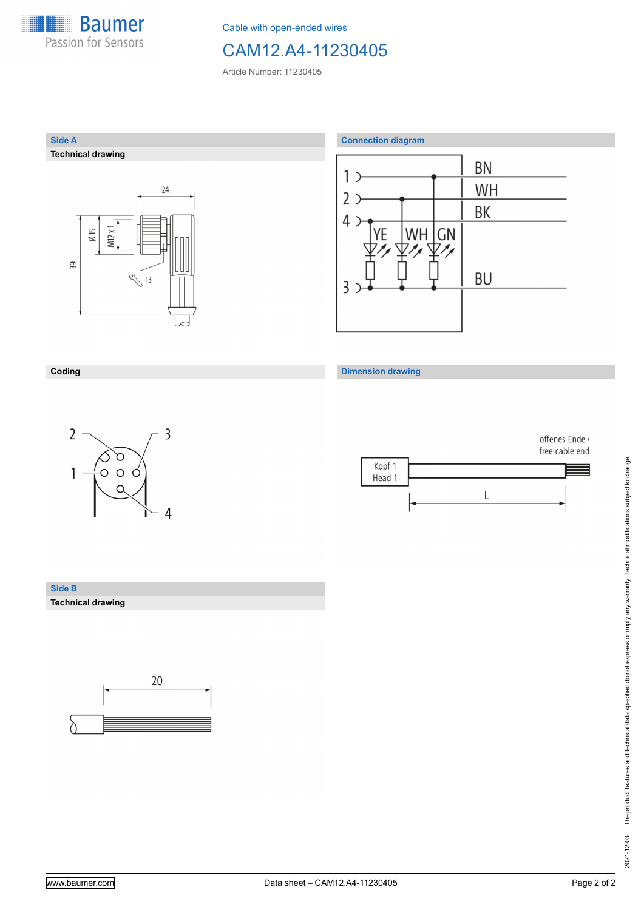Cable with open-ended wires

# CAM12.A4-11230405

Article Number: 11230405

## Side A

### Technical drawing

24

Ø 15

M12 x 1

39

13

## Connection diagram

1
2
4
3

BN
WH
BK
YE
WH
GN
BU

### Coding

2
3
1
4

## Dimension drawing

offenes Ende / free cable end

Kopf 1
Head 1

L

## Side B

### Technical drawing

20

The product features and technical data specified do not express or imply any warranty. Technical modifications subject to change.

2021-12-03

www.baumer.com

Data sheet – CAM12.A4-11230405